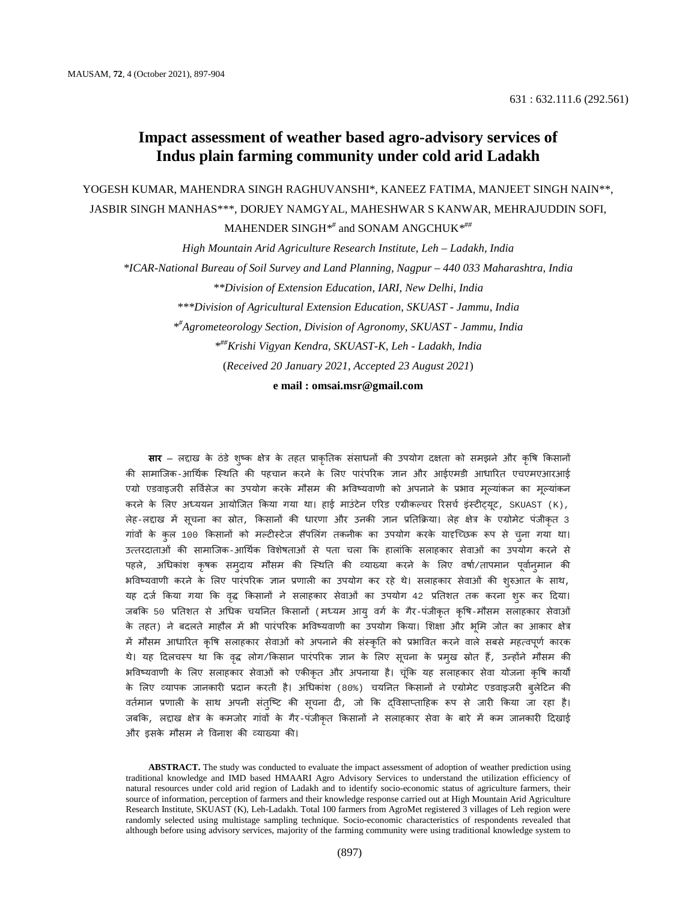631 : 632.111.6 (292.561)

# Impact assessment of weather based agro-advisory services of Indus plain farming community under cold arid Ladakh

YOGESH KUMAR, MAHENDRA SINGH RAGHUVANSHI*, KANEEZ FATIMA, MANJEET SINGH NAIN**, JASBIR SINGH MANHAS***, DORJEY NAMGYAL, MAHESHWAR S KANWAR, MEHRAJUDDIN SOFI, MAHENDER SINGH*[#] and SONAM ANGCHUK*[##]

*High Mountain Arid Agriculture Research Institute, Leh – Ladakh, India*

*\*ICAR-National Bureau of Soil Survey and Land Planning, Nagpur – 440 033 Maharashtra, India*

*\*\*Division of Extension Education, IARI, New Delhi, India*

*\*\*\*Division of Agricultural Extension Education, SKUAST - Jammu, India*

*\*[#]Agrometeorology Section, Division of Agronomy, SKUAST - Jammu, India*

*\*[##]Krishi Vigyan Kendra, SKUAST-K, Leh - Ladakh, India*

(*Received 20 January 2021, Accepted 23 August 2021*)

**e mail : omsai.msr@gmail.com**

**सार** – लद्दाख के ठंडे शुष्क क्षेत्र के तहत प्राकृतिक संसाधनों की उपयोग दक्षता को समझने और कृषि किसानों की सामाजिक-आर्थिक स्थिति की पहचान करने के लिए पारंपरिक ज्ञान और आईएमडी आधारित एचएमएआरआई एग्रो एडवाइजरी सर्विसेज का उपयोग करके मौसम की भविष्यवाणी को अपनाने के प्रभाव मूल्यांकन का मूल्यांकन करने के लिए अध्ययन आयोजित किया गया था। हाई माउंटेन एरिड एग्रीकल्चर रिसर्च इंस्टीट्यूट, SKUAST (K), लेह-लद्दाख में सूचना का स्रोत, किसानों की धारणा और उनकी ज्ञान प्रतिक्रिया। लेह क्षेत्र के एग्रोमेट पंजीकृत 3 गांवों के कुल 100 किसानों को मल्टीस्टेज सैंपलिंग तकनीक का उपयोग करके यादृच्छिक रूप से चुना गया था। उत्तरदाताओं की सामाजिक-आर्थिक विशेषताओं से पता चला कि हालांकि सलाहकार सेवाओं का उपयोग करने से पहले, अधिकांश कृषक समुदाय मौसम की स्थिति की व्याख्या करने के लिए वर्षा/तापमान पूर्वानुमान की भविष्यवाणी करने के लिए पारंपरिक ज्ञान प्रणाली का उपयोग कर रहे थे। सलाहकार सेवाओं की शुरुआत के साथ, यह दर्ज किया गया कि वृद्ध किसानों ने सलाहकार सेवाओं का उपयोग 42 प्रतिशत तक करना शुरू कर दिया। जबकि 50 प्रतिशत से अधिक चयनित किसानों (मध्यम आयु वर्ग के गैर-पंजीकृत कृषि-मौसम सलाहकार सेवाओं के तहत) ने बदलते माहौल में भी पारंपरिक भविष्यवाणी का उपयोग किया। शिक्षा और भूमि जोत का आकार क्षेत्र में मौसम आधारित कृषि सलाहकार सेवाओं को अपनाने की संस्कृति को प्रभावित करने वाले सबसे महत्वपूर्ण कारक थे। यह दिलचस्प था कि वृद्ध लोग/किसान पारंपरिक ज्ञान के लिए सूचना के प्रमुख स्रोत हैं, उन्होंने मौसम की भविष्यवाणी के लिए सलाहकार सेवाओं को एकीकृत और अपनाया है। चूंकि यह सलाहकार सेवा योजना कृषि कार्यों के लिए व्यापक जानकारी प्रदान करती है। अधिकांश (80%) चयनित किसानों ने एग्रोमेट एडवाइजरी बुलेटिन की वर्तमान प्रणाली के साथ अपनी संतुष्टि की सूचना दी, जो कि द्विसाप्ताहिक रूप से जारी किया जा रहा है। जबकि, लद्दाख क्षेत्र के कमजोर गांवों के गैर-पंजीकृत किसानों ने सलाहकार सेवा के बारे में कम जानकारी दिखाई और इसके मौसम ने विनाश की व्याख्या की।

**ABSTRACT.** The study was conducted to evaluate the impact assessment of adoption of weather prediction using traditional knowledge and IMD based HMAARI Agro Advisory Services to understand the utilization efficiency of natural resources under cold arid region of Ladakh and to identify socio-economic status of agriculture farmers, their source of information, perception of farmers and their knowledge response carried out at High Mountain Arid Agriculture Research Institute, SKUAST (K), Leh-Ladakh. Total 100 farmers from AgroMet registered 3 villages of Leh region were randomly selected using multistage sampling technique. Socio-economic characteristics of respondents revealed that although before using advisory services, majority of the farming community were using traditional knowledge system to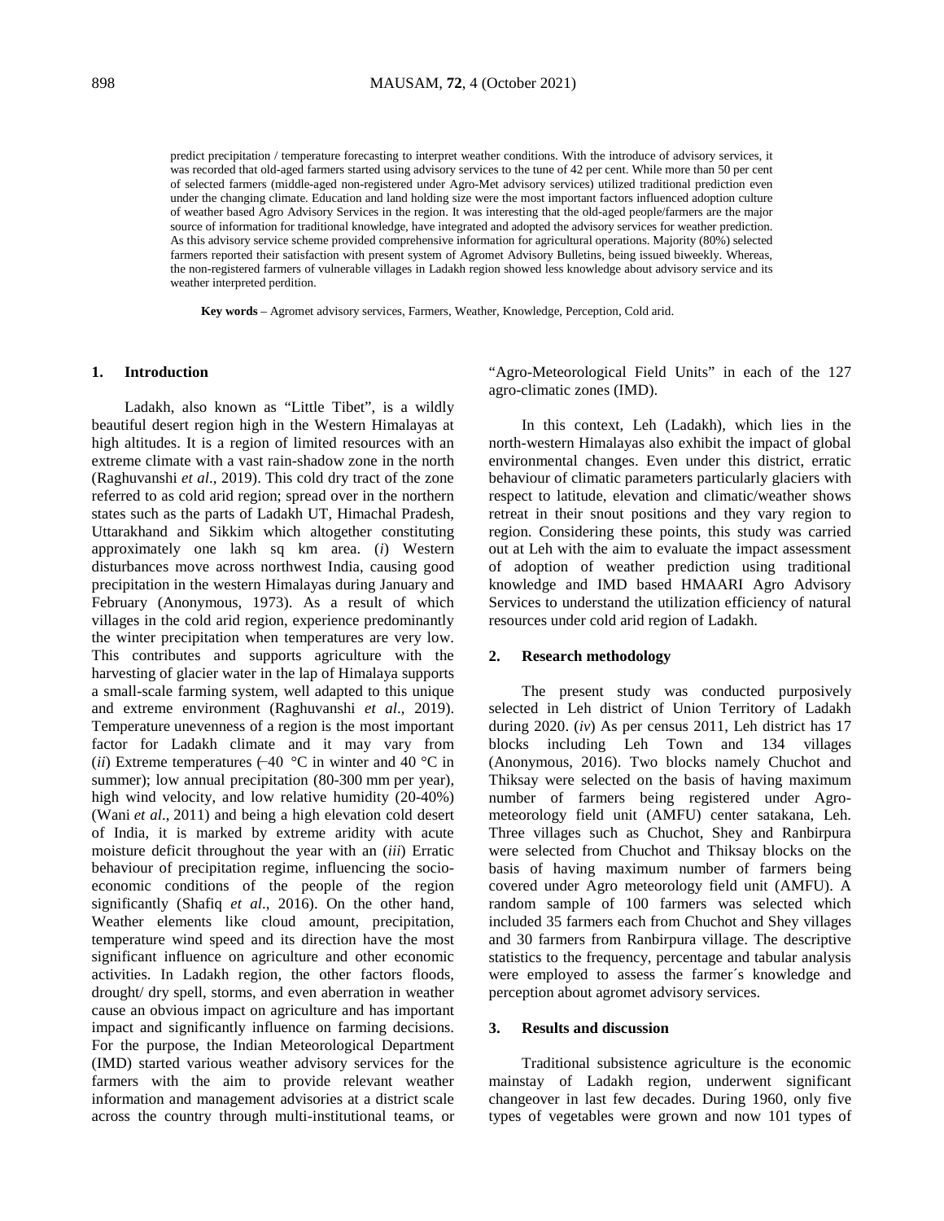predict precipitation / temperature forecasting to interpret weather conditions. With the introduce of advisory services, it was recorded that old-aged farmers started using advisory services to the tune of 42 per cent. While more than 50 per cent of selected farmers (middle-aged non-registered under Agro-Met advisory services) utilized traditional prediction even under the changing climate. Education and land holding size were the most important factors influenced adoption culture of weather based Agro Advisory Services in the region. It was interesting that the old-aged people/farmers are the major source of information for traditional knowledge, have integrated and adopted the advisory services for weather prediction. As this advisory service scheme provided comprehensive information for agricultural operations. Majority (80%) selected farmers reported their satisfaction with present system of Agromet Advisory Bulletins, being issued biweekly. Whereas, the non-registered farmers of vulnerable villages in Ladakh region showed less knowledge about advisory service and its weather interpreted perdition.

**Key words** – Agromet advisory services, Farmers, Weather, Knowledge, Perception, Cold arid.

## 1. Introduction

Ladakh, also known as "Little Tibet", is a wildly beautiful desert region high in the Western Himalayas at high altitudes. It is a region of limited resources with an extreme climate with a vast rain-shadow zone in the north (Raghuvanshi *et al*., 2019). This cold dry tract of the zone referred to as cold arid region; spread over in the northern states such as the parts of Ladakh UT, Himachal Pradesh, Uttarakhand and Sikkim which altogether constituting approximately one lakh sq km area. (*i*) Western disturbances move across northwest India, causing good precipitation in the western Himalayas during January and February (Anonymous, 1973). As a result of which villages in the cold arid region, experience predominantly the winter precipitation when temperatures are very low. This contributes and supports agriculture with the harvesting of glacier water in the lap of Himalaya supports a small-scale farming system, well adapted to this unique and extreme environment (Raghuvanshi *et al*., 2019). Temperature unevenness of a region is the most important factor for Ladakh climate and it may vary from (*ii*) Extreme temperatures (−40 °C in winter and 40 °C in summer); low annual precipitation (80-300 mm per year), high wind velocity, and low relative humidity (20-40%) (Wani *et al*., 2011) and being a high elevation cold desert of India, it is marked by extreme aridity with acute moisture deficit throughout the year with an (*iii*) Erratic behaviour of precipitation regime, influencing the socio-economic conditions of the people of the region significantly (Shafiq *et al*., 2016). On the other hand, Weather elements like cloud amount, precipitation, temperature wind speed and its direction have the most significant influence on agriculture and other economic activities. In Ladakh region, the other factors floods, drought/ dry spell, storms, and even aberration in weather cause an obvious impact on agriculture and has important impact and significantly influence on farming decisions. For the purpose, the Indian Meteorological Department (IMD) started various weather advisory services for the farmers with the aim to provide relevant weather information and management advisories at a district scale across the country through multi-institutional teams, or "Agro-Meteorological Field Units" in each of the 127 agro-climatic zones (IMD).

In this context, Leh (Ladakh), which lies in the north-western Himalayas also exhibit the impact of global environmental changes. Even under this district, erratic behaviour of climatic parameters particularly glaciers with respect to latitude, elevation and climatic/weather shows retreat in their snout positions and they vary region to region. Considering these points, this study was carried out at Leh with the aim to evaluate the impact assessment of adoption of weather prediction using traditional knowledge and IMD based HMAARI Agro Advisory Services to understand the utilization efficiency of natural resources under cold arid region of Ladakh.

## 2. Research methodology

The present study was conducted purposively selected in Leh district of Union Territory of Ladakh during 2020. (*iv*) As per census 2011, Leh district has 17 blocks including Leh Town and 134 villages (Anonymous, 2016). Two blocks namely Chuchot and Thiksay were selected on the basis of having maximum number of farmers being registered under Agro-meteorology field unit (AMFU) center satakana, Leh. Three villages such as Chuchot, Shey and Ranbirpura were selected from Chuchot and Thiksay blocks on the basis of having maximum number of farmers being covered under Agro meteorology field unit (AMFU). A random sample of 100 farmers was selected which included 35 farmers each from Chuchot and Shey villages and 30 farmers from Ranbirpura village. The descriptive statistics to the frequency, percentage and tabular analysis were employed to assess the farmer´s knowledge and perception about agromet advisory services.

## 3. Results and discussion

Traditional subsistence agriculture is the economic mainstay of Ladakh region, underwent significant changeover in last few decades. During 1960, only five types of vegetables were grown and now 101 types of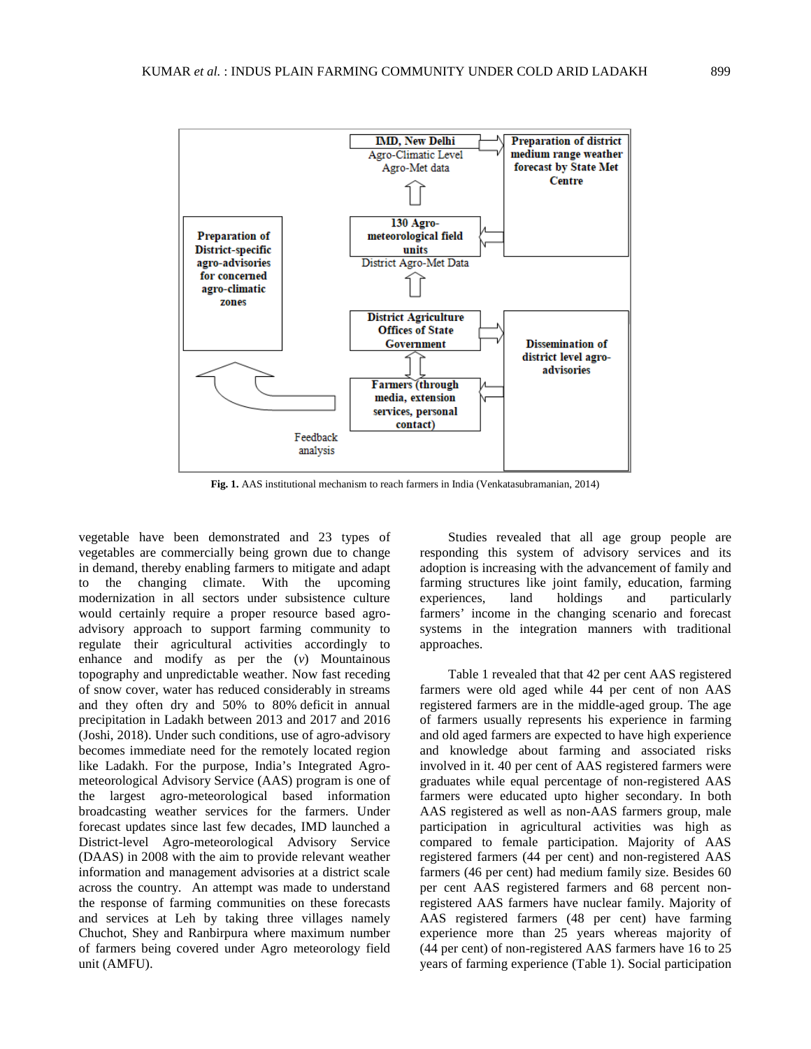**Fig. 1.** AAS institutional mechanism to reach farmers in India (Venkatasubramanian, 2014)

vegetable have been demonstrated and 23 types of vegetables are commercially being grown due to change in demand, thereby enabling farmers to mitigate and adapt to the changing climate. With the upcoming modernization in all sectors under subsistence culture would certainly require a proper resource based agro-advisory approach to support farming community to regulate their agricultural activities accordingly to enhance and modify as per the (*v*) Mountainous topography and unpredictable weather. Now fast receding of snow cover, water has reduced considerably in streams and they often dry and 50% to 80% deficit in annual precipitation in Ladakh between 2013 and 2017 and 2016 (Joshi, 2018). Under such conditions, use of agro-advisory becomes immediate need for the remotely located region like Ladakh. For the purpose, India's Integrated Agro-meteorological Advisory Service (AAS) program is one of the largest agro-meteorological based information broadcasting weather services for the farmers. Under forecast updates since last few decades, IMD launched a District-level Agro-meteorological Advisory Service (DAAS) in 2008 with the aim to provide relevant weather information and management advisories at a district scale across the country. An attempt was made to understand the response of farming communities on these forecasts and services at Leh by taking three villages namely Chuchot, Shey and Ranbirpura where maximum number of farmers being covered under Agro meteorology field unit (AMFU).

Studies revealed that all age group people are responding this system of advisory services and its adoption is increasing with the advancement of family and farming structures like joint family, education, farming experiences, land holdings and particularly farmers' income in the changing scenario and forecast systems in the integration manners with traditional approaches.

Table 1 revealed that that 42 per cent AAS registered farmers were old aged while 44 per cent of non AAS registered farmers are in the middle-aged group. The age of farmers usually represents his experience in farming and old aged farmers are expected to have high experience and knowledge about farming and associated risks involved in it. 40 per cent of AAS registered farmers were graduates while equal percentage of non-registered AAS farmers were educated upto higher secondary. In both AAS registered as well as non-AAS farmers group, male participation in agricultural activities was high as compared to female participation. Majority of AAS registered farmers (44 per cent) and non-registered AAS farmers (46 per cent) had medium family size. Besides 60 per cent AAS registered farmers and 68 percent non-registered AAS farmers have nuclear family. Majority of AAS registered farmers (48 per cent) have farming experience more than 25 years whereas majority of (44 per cent) of non-registered AAS farmers have 16 to 25 years of farming experience (Table 1). Social participation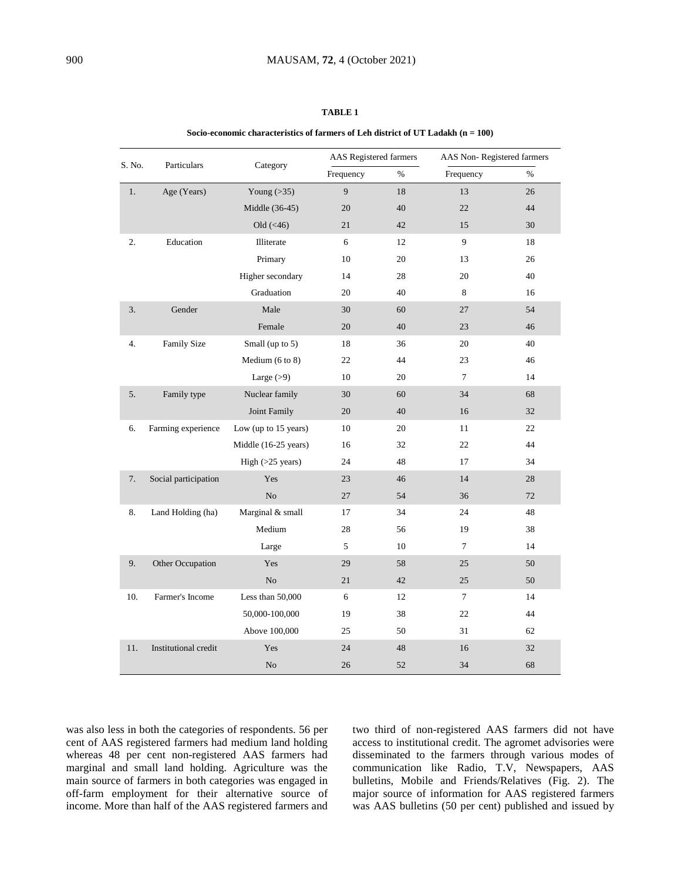**TABLE 1**

**Socio-economic characteristics of farmers of Leh district of UT Ladakh (n = 100)**

| S. No. | Particulars | Category | AAS Registered farmers | | AAS Non- Registered farmers | |
|---|---|---|---|---|---|---|
| | | | Frequency | % | Frequency | % |
| 1. | Age (Years) | Young (>35) | 9 | 18 | 13 | 26 |
| | | Middle (36-45) | 20 | 40 | 22 | 44 |
| | | Old (<46) | 21 | 42 | 15 | 30 |
| 2. | Education | Illiterate | 6 | 12 | 9 | 18 |
| | | Primary | 10 | 20 | 13 | 26 |
| | | Higher secondary | 14 | 28 | 20 | 40 |
| | | Graduation | 20 | 40 | 8 | 16 |
| 3. | Gender | Male | 30 | 60 | 27 | 54 |
| | | Female | 20 | 40 | 23 | 46 |
| 4. | Family Size | Small (up to 5) | 18 | 36 | 20 | 40 |
| | | Medium (6 to 8) | 22 | 44 | 23 | 46 |
| | | Large (>9) | 10 | 20 | 7 | 14 |
| 5. | Family type | Nuclear family | 30 | 60 | 34 | 68 |
| | | Joint Family | 20 | 40 | 16 | 32 |
| 6. | Farming experience | Low (up to 15 years) | 10 | 20 | 11 | 22 |
| | | Middle (16-25 years) | 16 | 32 | 22 | 44 |
| | | High (>25 years) | 24 | 48 | 17 | 34 |
| 7. | Social participation | Yes | 23 | 46 | 14 | 28 |
| | | No | 27 | 54 | 36 | 72 |
| 8. | Land Holding (ha) | Marginal & small | 17 | 34 | 24 | 48 |
| | | Medium | 28 | 56 | 19 | 38 |
| | | Large | 5 | 10 | 7 | 14 |
| 9. | Other Occupation | Yes | 29 | 58 | 25 | 50 |
| | | No | 21 | 42 | 25 | 50 |
| 10. | Farmer's Income | Less than 50,000 | 6 | 12 | 7 | 14 |
| | | 50,000-100,000 | 19 | 38 | 22 | 44 |
| | | Above 100,000 | 25 | 50 | 31 | 62 |
| 11. | Institutional credit | Yes | 24 | 48 | 16 | 32 |
| | | No | 26 | 52 | 34 | 68 |

was also less in both the categories of respondents. 56 per cent of AAS registered farmers had medium land holding whereas 48 per cent non-registered AAS farmers had marginal and small land holding. Agriculture was the main source of farmers in both categories was engaged in off-farm employment for their alternative source of income. More than half of the AAS registered farmers and two third of non-registered AAS farmers did not have access to institutional credit. The agromet advisories were disseminated to the farmers through various modes of communication like Radio, T.V, Newspapers, AAS bulletins, Mobile and Friends/Relatives (Fig. 2). The major source of information for AAS registered farmers was AAS bulletins (50 per cent) published and issued by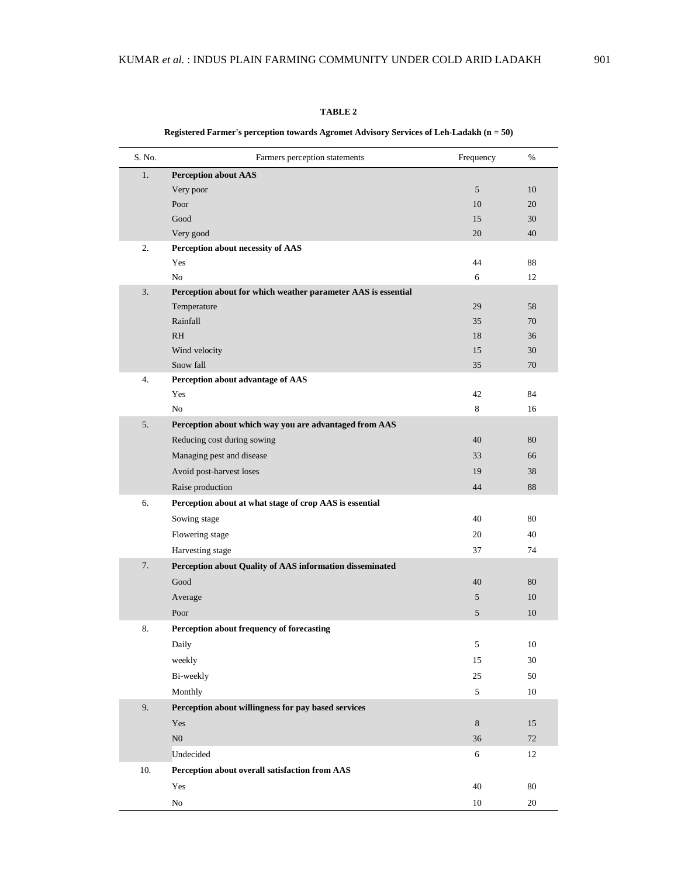**TABLE 2**

**Registered Farmer's perception towards Agromet Advisory Services of Leh-Ladakh (n = 50)**

| S. No. | Farmers perception statements | Frequency | % |
|---|---|---|---|
| 1. | **Perception about AAS** | | |
| | Very poor | 5 | 10 |
| | Poor | 10 | 20 |
| | Good | 15 | 30 |
| | Very good | 20 | 40 |
| 2. | **Perception about necessity of AAS** | | |
| | Yes | 44 | 88 |
| | No | 6 | 12 |
| 3. | **Perception about for which weather parameter AAS is essential** | | |
| | Temperature | 29 | 58 |
| | Rainfall | 35 | 70 |
| | RH | 18 | 36 |
| | Wind velocity | 15 | 30 |
| | Snow fall | 35 | 70 |
| 4. | **Perception about advantage of AAS** | | |
| | Yes | 42 | 84 |
| | No | 8 | 16 |
| 5. | **Perception about which way you are advantaged from AAS** | | |
| | Reducing cost during sowing | 40 | 80 |
| | Managing pest and disease | 33 | 66 |
| | Avoid post-harvest loses | 19 | 38 |
| | Raise production | 44 | 88 |
| 6. | **Perception about at what stage of crop AAS is essential** | | |
| | Sowing stage | 40 | 80 |
| | Flowering stage | 20 | 40 |
| | Harvesting stage | 37 | 74 |
| 7. | **Perception about Quality of AAS information disseminated** | | |
| | Good | 40 | 80 |
| | Average | 5 | 10 |
| | Poor | 5 | 10 |
| 8. | **Perception about frequency of forecasting** | | |
| | Daily | 5 | 10 |
| | weekly | 15 | 30 |
| | Bi-weekly | 25 | 50 |
| | Monthly | 5 | 10 |
| 9. | **Perception about willingness for pay based services** | | |
| | Yes | 8 | 15 |
| | N0 | 36 | 72 |
| | Undecided | 6 | 12 |
| 10. | **Perception about overall satisfaction from AAS** | | |
| | Yes | 40 | 80 |
| | No | 10 | 20 |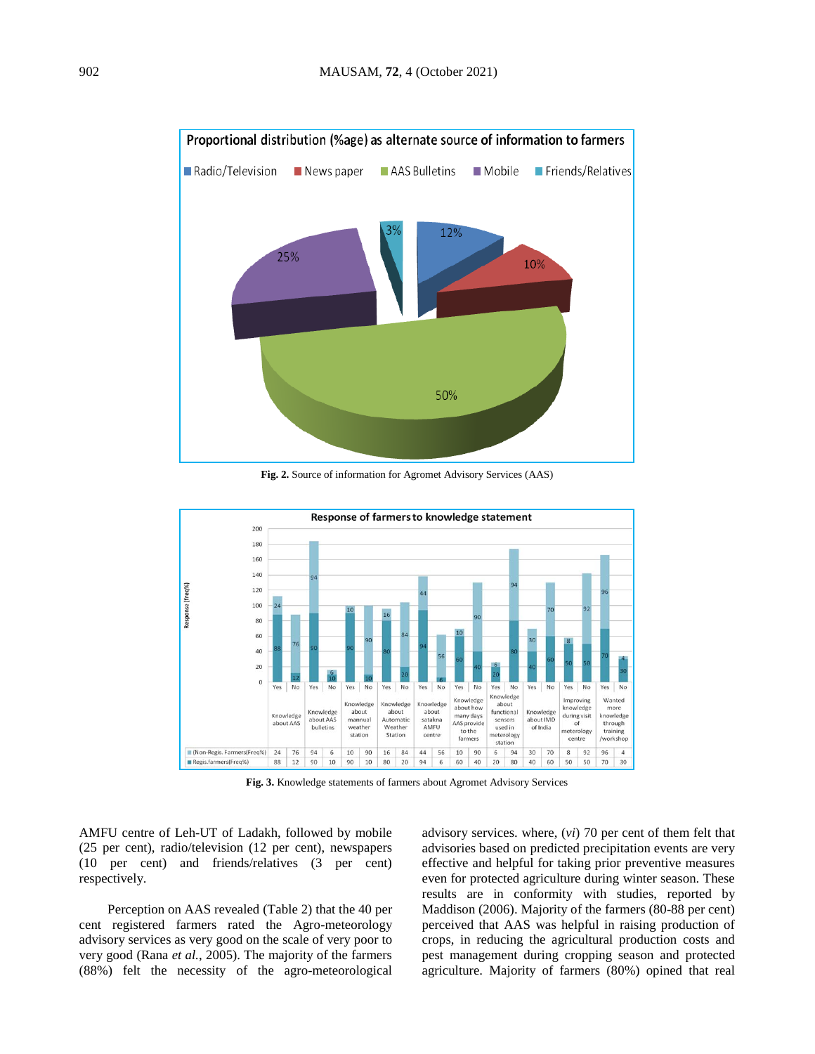**Fig. 2.** Source of information for Agromet Advisory Services (AAS)

**Fig. 3.** Knowledge statements of farmers about Agromet Advisory Services

AMFU centre of Leh-UT of Ladakh, followed by mobile (25 per cent), radio/television (12 per cent), newspapers (10 per cent) and friends/relatives (3 per cent) respectively.

Perception on AAS revealed (Table 2) that the 40 per cent registered farmers rated the Agro-meteorology advisory services as very good on the scale of very poor to very good (Rana *et al.*, 2005). The majority of the farmers (88%) felt the necessity of the agro-meteorological advisory services. where, (*vi*) 70 per cent of them felt that advisories based on predicted precipitation events are very effective and helpful for taking prior preventive measures even for protected agriculture during winter season. These results are in conformity with studies, reported by Maddison (2006). Majority of the farmers (80-88 per cent) perceived that AAS was helpful in raising production of crops, in reducing the agricultural production costs and pest management during cropping season and protected agriculture. Majority of farmers (80%) opined that real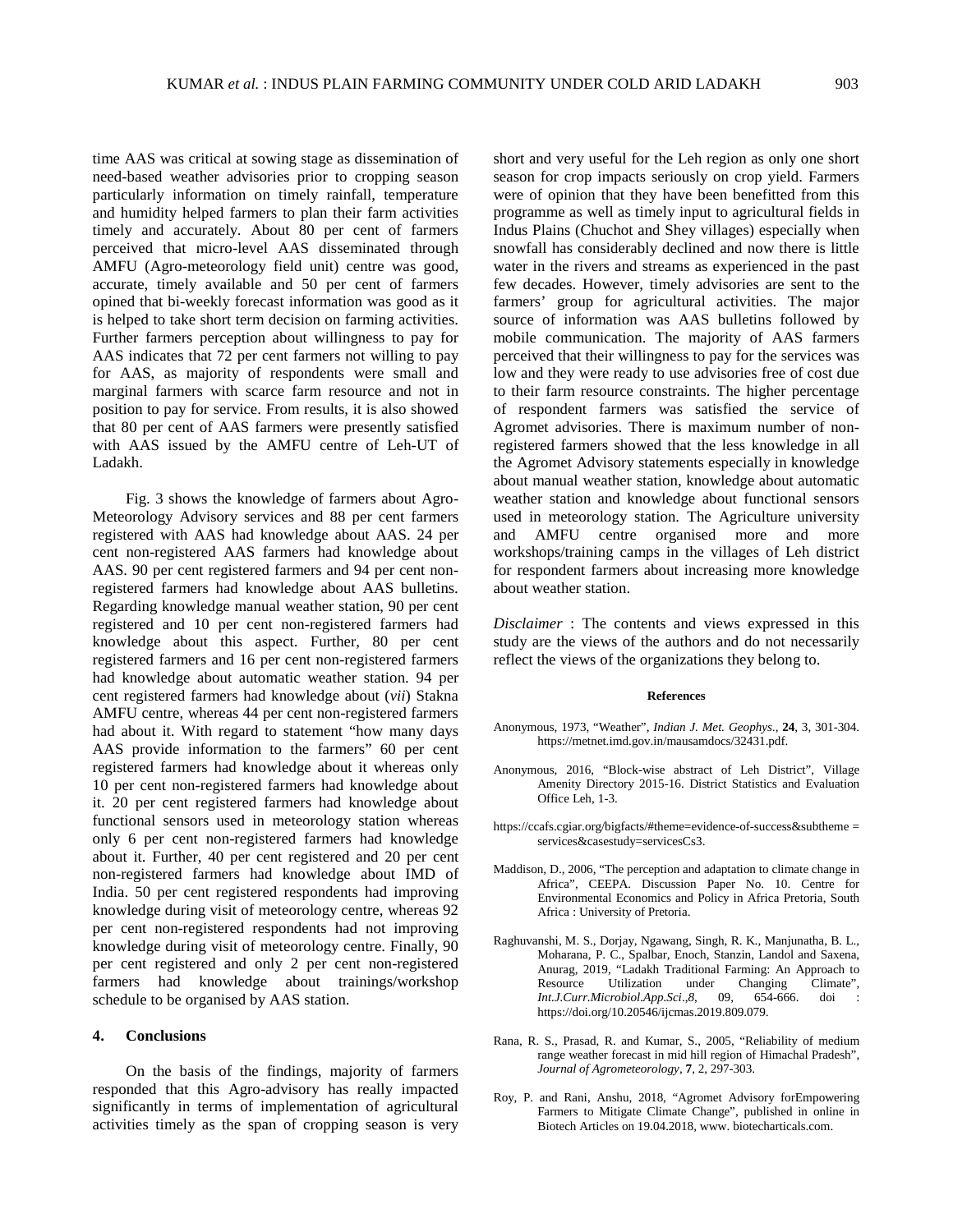time AAS was critical at sowing stage as dissemination of need-based weather advisories prior to cropping season particularly information on timely rainfall, temperature and humidity helped farmers to plan their farm activities timely and accurately. About 80 per cent of farmers perceived that micro-level AAS disseminated through AMFU (Agro-meteorology field unit) centre was good, accurate, timely available and 50 per cent of farmers opined that bi-weekly forecast information was good as it is helped to take short term decision on farming activities. Further farmers perception about willingness to pay for AAS indicates that 72 per cent farmers not willing to pay for AAS, as majority of respondents were small and marginal farmers with scarce farm resource and not in position to pay for service. From results, it is also showed that 80 per cent of AAS farmers were presently satisfied with AAS issued by the AMFU centre of Leh-UT of Ladakh.

Fig. 3 shows the knowledge of farmers about Agro-Meteorology Advisory services and 88 per cent farmers registered with AAS had knowledge about AAS. 24 per cent non-registered AAS farmers had knowledge about AAS. 90 per cent registered farmers and 94 per cent non-registered farmers had knowledge about AAS bulletins. Regarding knowledge manual weather station, 90 per cent registered and 10 per cent non-registered farmers had knowledge about this aspect. Further, 80 per cent registered farmers and 16 per cent non-registered farmers had knowledge about automatic weather station. 94 per cent registered farmers had knowledge about (*vii*) Stakna AMFU centre, whereas 44 per cent non-registered farmers had about it. With regard to statement "how many days AAS provide information to the farmers" 60 per cent registered farmers had knowledge about it whereas only 10 per cent non-registered farmers had knowledge about it. 20 per cent registered farmers had knowledge about functional sensors used in meteorology station whereas only 6 per cent non-registered farmers had knowledge about it. Further, 40 per cent registered and 20 per cent non-registered farmers had knowledge about IMD of India. 50 per cent registered respondents had improving knowledge during visit of meteorology centre, whereas 92 per cent non-registered respondents had not improving knowledge during visit of meteorology centre. Finally, 90 per cent registered and only 2 per cent non-registered farmers had knowledge about trainings/workshop schedule to be organised by AAS station.

## 4. Conclusions

On the basis of the findings, majority of farmers responded that this Agro-advisory has really impacted significantly in terms of implementation of agricultural activities timely as the span of cropping season is very short and very useful for the Leh region as only one short season for crop impacts seriously on crop yield. Farmers were of opinion that they have been benefitted from this programme as well as timely input to agricultural fields in Indus Plains (Chuchot and Shey villages) especially when snowfall has considerably declined and now there is little water in the rivers and streams as experienced in the past few decades. However, timely advisories are sent to the farmers' group for agricultural activities. The major source of information was AAS bulletins followed by mobile communication. The majority of AAS farmers perceived that their willingness to pay for the services was low and they were ready to use advisories free of cost due to their farm resource constraints. The higher percentage of respondent farmers was satisfied the service of Agromet advisories. There is maximum number of non-registered farmers showed that the less knowledge in all the Agromet Advisory statements especially in knowledge about manual weather station, knowledge about automatic weather station and knowledge about functional sensors used in meteorology station. The Agriculture university and AMFU centre organised more and more workshops/training camps in the villages of Leh district for respondent farmers about increasing more knowledge about weather station.

*Disclaimer* : The contents and views expressed in this study are the views of the authors and do not necessarily reflect the views of the organizations they belong to.

### References

Anonymous, 1973, "Weather", *Indian J. Met. Geophys.*, **24**, 3, 301-304. https://metnet.imd.gov.in/mausamdocs/32431.pdf.

Anonymous, 2016, "Block-wise abstract of Leh District", Village Amenity Directory 2015-16. District Statistics and Evaluation Office Leh, 1-3.

https://ccafs.cgiar.org/bigfacts/#theme=evidence-of-success&subtheme = services&casestudy=servicesCs3.

Maddison, D., 2006, "The perception and adaptation to climate change in Africa", CEEPA. Discussion Paper No. 10. Centre for Environmental Economics and Policy in Africa Pretoria, South Africa : University of Pretoria.

Raghuvanshi, M. S., Dorjay, Ngawang, Singh, R. K., Manjunatha, B. L., Moharana, P. C., Spalbar, Enoch, Stanzin, Landol and Saxena, Anurag, 2019, "Ladakh Traditional Farming: An Approach to Resource Utilization under Changing Climate", *Int.J.Curr.Microbiol.App.Sci.*, *8*, 09, 654-666. doi : https://doi.org/10.20546/ijcmas.2019.809.079.

Rana, R. S., Prasad, R. and Kumar, S., 2005, "Reliability of medium range weather forecast in mid hill region of Himachal Pradesh", *Journal of Agrometeorology*, **7**, 2, 297-303.

Roy, P. and Rani, Anshu, 2018, "Agromet Advisory forEmpowering Farmers to Mitigate Climate Change", published in online in Biotech Articles on 19.04.2018, www. biotecharticals.com.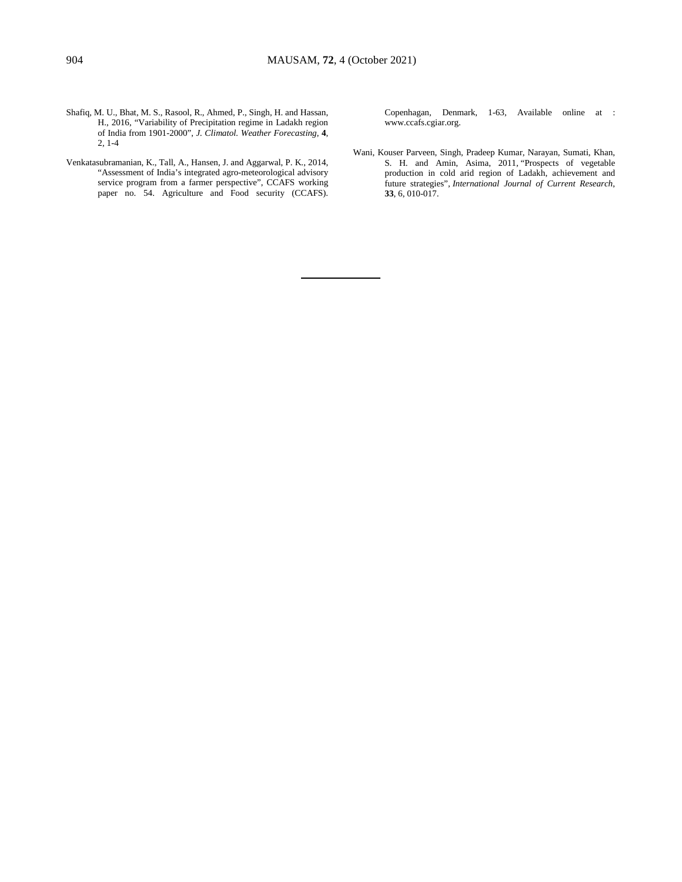Shafiq, M. U., Bhat, M. S., Rasool, R., Ahmed, P., Singh, H. and Hassan, H., 2016, "Variability of Precipitation regime in Ladakh region of India from 1901-2000", *J. Climatol. Weather Forecasting*, **4**, 2, 1-4

Venkatasubramanian, K., Tall, A., Hansen, J. and Aggarwal, P. K., 2014, "Assessment of India's integrated agro-meteorological advisory service program from a farmer perspective", CCAFS working paper no. 54. Agriculture and Food security (CCAFS). Copenhagan, Denmark, 1-63, Available online at : www.ccafs.cgiar.org.

Wani, Kouser Parveen, Singh, Pradeep Kumar, Narayan, Sumati, Khan, S. H. and Amin, Asima, 2011, "Prospects of vegetable production in cold arid region of Ladakh, achievement and future strategies", *International Journal of Current Research*, **33**, 6, 010-017.